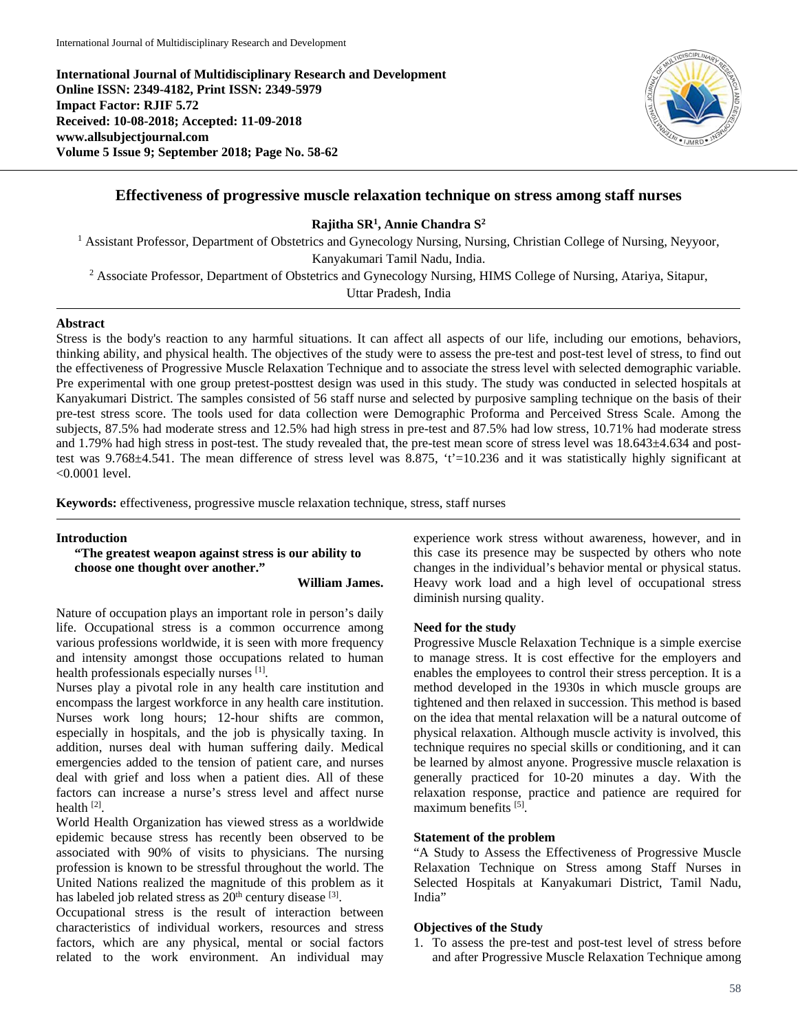**International Journal of Multidisciplinary Research and Development**
**Online ISSN: 2349-4182, Print ISSN: 2349-5979**
**Impact Factor: RJIF 5.72**
**Received: 10-08-2018; Accepted: 11-09-2018**
**www.allsubjectjournal.com**
**Volume 5 Issue 9; September 2018; Page No. 58-62**

# Effectiveness of progressive muscle relaxation technique on stress among staff nurses

**Rajitha SR[1], Annie Chandra S[2]**

[1] Assistant Professor, Department of Obstetrics and Gynecology Nursing, Nursing, Christian College of Nursing, Neyyoor, Kanyakumari Tamil Nadu, India.

[2] Associate Professor, Department of Obstetrics and Gynecology Nursing, HIMS College of Nursing, Atariya, Sitapur, Uttar Pradesh, India

## Abstract

Stress is the body's reaction to any harmful situations. It can affect all aspects of our life, including our emotions, behaviors, thinking ability, and physical health. The objectives of the study were to assess the pre-test and post-test level of stress, to find out the effectiveness of Progressive Muscle Relaxation Technique and to associate the stress level with selected demographic variable. Pre experimental with one group pretest-posttest design was used in this study. The study was conducted in selected hospitals at Kanyakumari District. The samples consisted of 56 staff nurse and selected by purposive sampling technique on the basis of their pre-test stress score. The tools used for data collection were Demographic Proforma and Perceived Stress Scale. Among the subjects, 87.5% had moderate stress and 12.5% had high stress in pre-test and 87.5% had low stress, 10.71% had moderate stress and 1.79% had high stress in post-test. The study revealed that, the pre-test mean score of stress level was 18.643±4.634 and post-test was 9.768±4.541. The mean difference of stress level was 8.875, 't'=10.236 and it was statistically highly significant at <0.0001 level.

**Keywords:** effectiveness, progressive muscle relaxation technique, stress, staff nurses

## Introduction

> **"The greatest weapon against stress is our ability to choose one thought over another."**
>
> **William James.**

Nature of occupation plays an important role in person's daily life. Occupational stress is a common occurrence among various professions worldwide, it is seen with more frequency and intensity amongst those occupations related to human health professionals especially nurses [1].

Nurses play a pivotal role in any health care institution and encompass the largest workforce in any health care institution. Nurses work long hours; 12-hour shifts are common, especially in hospitals, and the job is physically taxing. In addition, nurses deal with human suffering daily. Medical emergencies added to the tension of patient care, and nurses deal with grief and loss when a patient dies. All of these factors can increase a nurse's stress level and affect nurse health [2].

World Health Organization has viewed stress as a worldwide epidemic because stress has recently been observed to be associated with 90% of visits to physicians. The nursing profession is known to be stressful throughout the world. The United Nations realized the magnitude of this problem as it has labeled job related stress as 20th century disease [3].

Occupational stress is the result of interaction between characteristics of individual workers, resources and stress factors, which are any physical, mental or social factors related to the work environment. An individual may experience work stress without awareness, however, and in this case its presence may be suspected by others who note changes in the individual's behavior mental or physical status. Heavy work load and a high level of occupational stress diminish nursing quality.

### Need for the study

Progressive Muscle Relaxation Technique is a simple exercise to manage stress. It is cost effective for the employers and enables the employees to control their stress perception. It is a method developed in the 1930s in which muscle groups are tightened and then relaxed in succession. This method is based on the idea that mental relaxation will be a natural outcome of physical relaxation. Although muscle activity is involved, this technique requires no special skills or conditioning, and it can be learned by almost anyone. Progressive muscle relaxation is generally practiced for 10-20 minutes a day. With the relaxation response, practice and patience are required for maximum benefits [5].

### Statement of the problem

"A Study to Assess the Effectiveness of Progressive Muscle Relaxation Technique on Stress among Staff Nurses in Selected Hospitals at Kanyakumari District, Tamil Nadu, India"

### Objectives of the Study

1. To assess the pre-test and post-test level of stress before and after Progressive Muscle Relaxation Technique among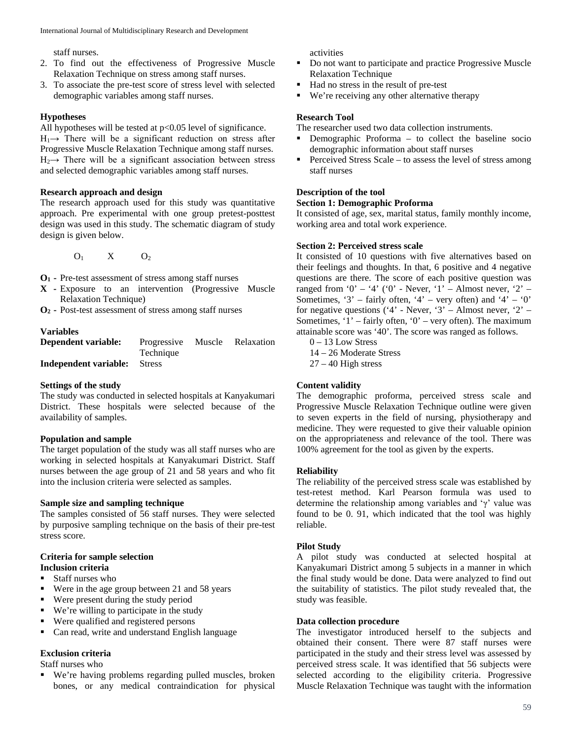staff nurses.

2. To find out the effectiveness of Progressive Muscle Relaxation Technique on stress among staff nurses.
3. To associate the pre-test score of stress level with selected demographic variables among staff nurses.

**Hypotheses**

All hypotheses will be tested at $p<0.05$ level of significance.

$H_1 \rightarrow$ There will be a significant reduction on stress after Progressive Muscle Relaxation Technique among staff nurses.

$H_2 \rightarrow$ There will be a significant association between stress and selected demographic variables among staff nurses.

**Research approach and design**

The research approach used for this study was quantitative approach. Pre experimental with one group pretest-posttest design was used in this study. The schematic diagram of study design is given below.

$O_1$ X $O_2$

- **$O_1$ -** Pre-test assessment of stress among staff nurses
- **X -** Exposure to an intervention (Progressive Muscle Relaxation Technique)
- **$O_2$ -** Post-test assessment of stress among staff nurses

**Variables**

**Dependent variable:** Progressive Muscle Relaxation Technique

**Independent variable:** Stress

**Settings of the study**

The study was conducted in selected hospitals at Kanyakumari District. These hospitals were selected because of the availability of samples.

**Population and sample**

The target population of the study was all staff nurses who are working in selected hospitals at Kanyakumari District. Staff nurses between the age group of 21 and 58 years and who fit into the inclusion criteria were selected as samples.

**Sample size and sampling technique**

The samples consisted of 56 staff nurses. They were selected by purposive sampling technique on the basis of their pre-test stress score.

**Criteria for sample selection**

**Inclusion criteria**

- Staff nurses who
- Were in the age group between 21 and 58 years
- Were present during the study period
- We're willing to participate in the study
- Were qualified and registered persons
- Can read, write and understand English language

**Exclusion criteria**

Staff nurses who

- We're having problems regarding pulled muscles, broken bones, or any medical contraindication for physical activities
- Do not want to participate and practice Progressive Muscle Relaxation Technique
- Had no stress in the result of pre-test
- We're receiving any other alternative therapy

**Research Tool**

The researcher used two data collection instruments.

- Demographic Proforma – to collect the baseline socio demographic information about staff nurses
- Perceived Stress Scale – to assess the level of stress among staff nurses

**Description of the tool**

**Section 1: Demographic Proforma**

It consisted of age, sex, marital status, family monthly income, working area and total work experience.

**Section 2: Perceived stress scale**

It consisted of 10 questions with five alternatives based on their feelings and thoughts. In that, 6 positive and 4 negative questions are there. The score of each positive question was ranged from '0' – '4' ('0' - Never, '1' – Almost never, '2' – Sometimes, '3' – fairly often, '4' – very often) and '4' – '0' for negative questions ('4' - Never, '3' – Almost never, '2' – Sometimes, '1' – fairly often, '0' – very often). The maximum attainable score was '40'. The score was ranged as follows.

0 – 13 Low Stress
14 – 26 Moderate Stress
27 – 40 High stress

**Content validity**

The demographic proforma, perceived stress scale and Progressive Muscle Relaxation Technique outline were given to seven experts in the field of nursing, physiotherapy and medicine. They were requested to give their valuable opinion on the appropriateness and relevance of the tool. There was 100% agreement for the tool as given by the experts.

**Reliability**

The reliability of the perceived stress scale was established by test-retest method. Karl Pearson formula was used to determine the relationship among variables and 'γ' value was found to be 0. 91, which indicated that the tool was highly reliable.

**Pilot Study**

A pilot study was conducted at selected hospital at Kanyakumari District among 5 subjects in a manner in which the final study would be done. Data were analyzed to find out the suitability of statistics. The pilot study revealed that, the study was feasible.

**Data collection procedure**

The investigator introduced herself to the subjects and obtained their consent. There were 87 staff nurses were participated in the study and their stress level was assessed by perceived stress scale. It was identified that 56 subjects were selected according to the eligibility criteria. Progressive Muscle Relaxation Technique was taught with the information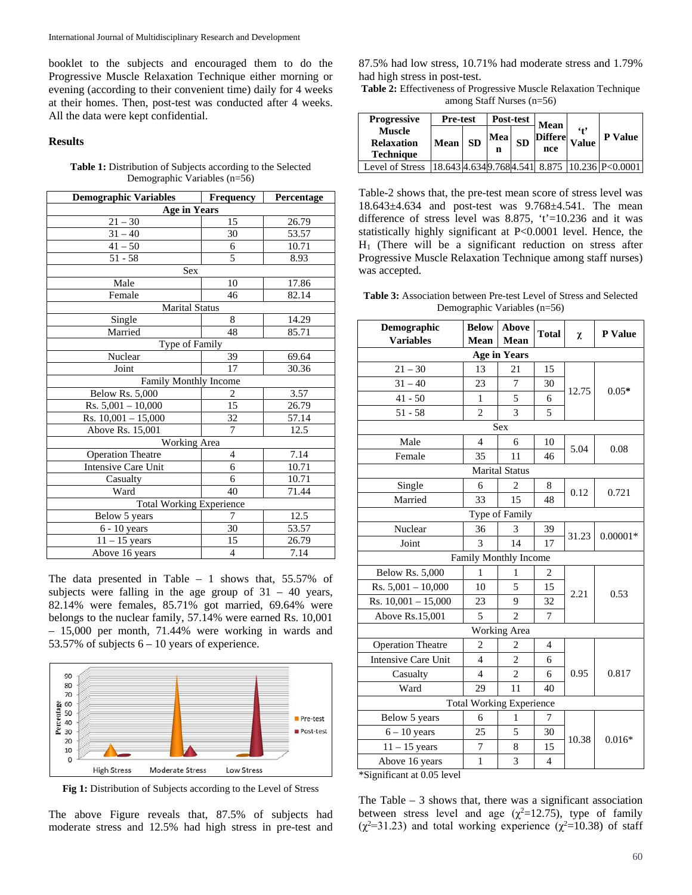booklet to the subjects and encouraged them to do the Progressive Muscle Relaxation Technique either morning or evening (according to their convenient time) daily for 4 weeks at their homes. Then, post-test was conducted after 4 weeks. All the data were kept confidential.

## Results

**Table 1:** Distribution of Subjects according to the Selected Demographic Variables (n=56)

| Demographic Variables | Frequency | Percentage |
|---|---|---|
| **Age in Years** | | |
| 21 – 30 | 15 | 26.79 |
| 31 – 40 | 30 | 53.57 |
| 41 – 50 | 6 | 10.71 |
| 51 - 58 | 5 | 8.93 |
| Sex | | |
| Male | 10 | 17.86 |
| Female | 46 | 82.14 |
| Marital Status | | |
| Single | 8 | 14.29 |
| Married | 48 | 85.71 |
| Type of Family | | |
| Nuclear | 39 | 69.64 |
| Joint | 17 | 30.36 |
| Family Monthly Income | | |
| Below Rs. 5,000 | 2 | 3.57 |
| Rs. 5,001 – 10,000 | 15 | 26.79 |
| Rs. 10,001 – 15,000 | 32 | 57.14 |
| Above Rs. 15,001 | 7 | 12.5 |
| Working Area | | |
| Operation Theatre | 4 | 7.14 |
| Intensive Care Unit | 6 | 10.71 |
| Casualty | 6 | 10.71 |
| Ward | 40 | 71.44 |
| Total Working Experience | | |
| Below 5 years | 7 | 12.5 |
| 6 - 10 years | 30 | 53.57 |
| 11 – 15 years | 15 | 26.79 |
| Above 16 years | 4 | 7.14 |

The data presented in Table – 1 shows that, 55.57% of subjects were falling in the age group of 31 – 40 years, 82.14% were females, 85.71% got married, 69.64% were belongs to the nuclear family, 57.14% were earned Rs. 10,001 – 15,000 per month, 71.44% were working in wards and 53.57% of subjects 6 – 10 years of experience.

**Fig 1:** Distribution of Subjects according to the Level of Stress

The above Figure reveals that, 87.5% of subjects had moderate stress and 12.5% had high stress in pre-test and 87.5% had low stress, 10.71% had moderate stress and 1.79% had high stress in post-test.

**Table 2:** Effectiveness of Progressive Muscle Relaxation Technique among Staff Nurses (n=56)

| Progressive Muscle Relaxation Technique | Pre-test | | Post-test | | Mean Difference | 't' Value | P Value |
|---|---|---|---|---|---|---|---|
| | Mean | SD | Mean | SD | | | |
| Level of Stress | 18.643 | 4.634 | 9.768 | 4.541 | 8.875 | 10.236 | P<0.0001 |

Table-2 shows that, the pre-test mean score of stress level was 18.643±4.634 and post-test was 9.768±4.541. The mean difference of stress level was 8.875, 't'=10.236 and it was statistically highly significant at P<0.0001 level. Hence, the $H_1$ (There will be a significant reduction on stress after Progressive Muscle Relaxation Technique among staff nurses) was accepted.

**Table 3:** Association between Pre-test Level of Stress and Selected Demographic Variables (n=56)

| Demographic Variables | Below Mean | Above Mean | Total | χ | P Value |
|---|---|---|---|---|---|
| **Age in Years** | | | | | |
| 21 – 30 | 13 | 21 | 15 | 12.75 | 0.05* |
| 31 – 40 | 23 | 7 | 30 | | |
| 41 - 50 | 1 | 5 | 6 | | |
| 51 - 58 | 2 | 3 | 5 | | |
| Sex | | | | | |
| Male | 4 | 6 | 10 | 5.04 | 0.08 |
| Female | 35 | 11 | 46 | | |
| Marital Status | | | | | |
| Single | 6 | 2 | 8 | 0.12 | 0.721 |
| Married | 33 | 15 | 48 | | |
| Type of Family | | | | | |
| Nuclear | 36 | 3 | 39 | 31.23 | 0.00001* |
| Joint | 3 | 14 | 17 | | |
| Family Monthly Income | | | | | |
| Below Rs. 5,000 | 1 | 1 | 2 | 2.21 | 0.53 |
| Rs. 5,001 – 10,000 | 10 | 5 | 15 | | |
| Rs. 10,001 – 15,000 | 23 | 9 | 32 | | |
| Above Rs.15,001 | 5 | 2 | 7 | | |
| Working Area | | | | | |
| Operation Theatre | 2 | 2 | 4 | 0.95 | 0.817 |
| Intensive Care Unit | 4 | 2 | 6 | | |
| Casualty | 4 | 2 | 6 | | |
| Ward | 29 | 11 | 40 | | |
| Total Working Experience | | | | | |
| Below 5 years | 6 | 1 | 7 | 10.38 | 0.016* |
| 6 – 10 years | 25 | 5 | 30 | | |
| 11 – 15 years | 7 | 8 | 15 | | |
| Above 16 years | 1 | 3 | 4 | | |

*Significant at 0.05 level

The Table – 3 shows that, there was a significant association between stress level and age ($\chi^2$=12.75), type of family ($\chi^2$=31.23) and total working experience ($\chi^2$=10.38) of staff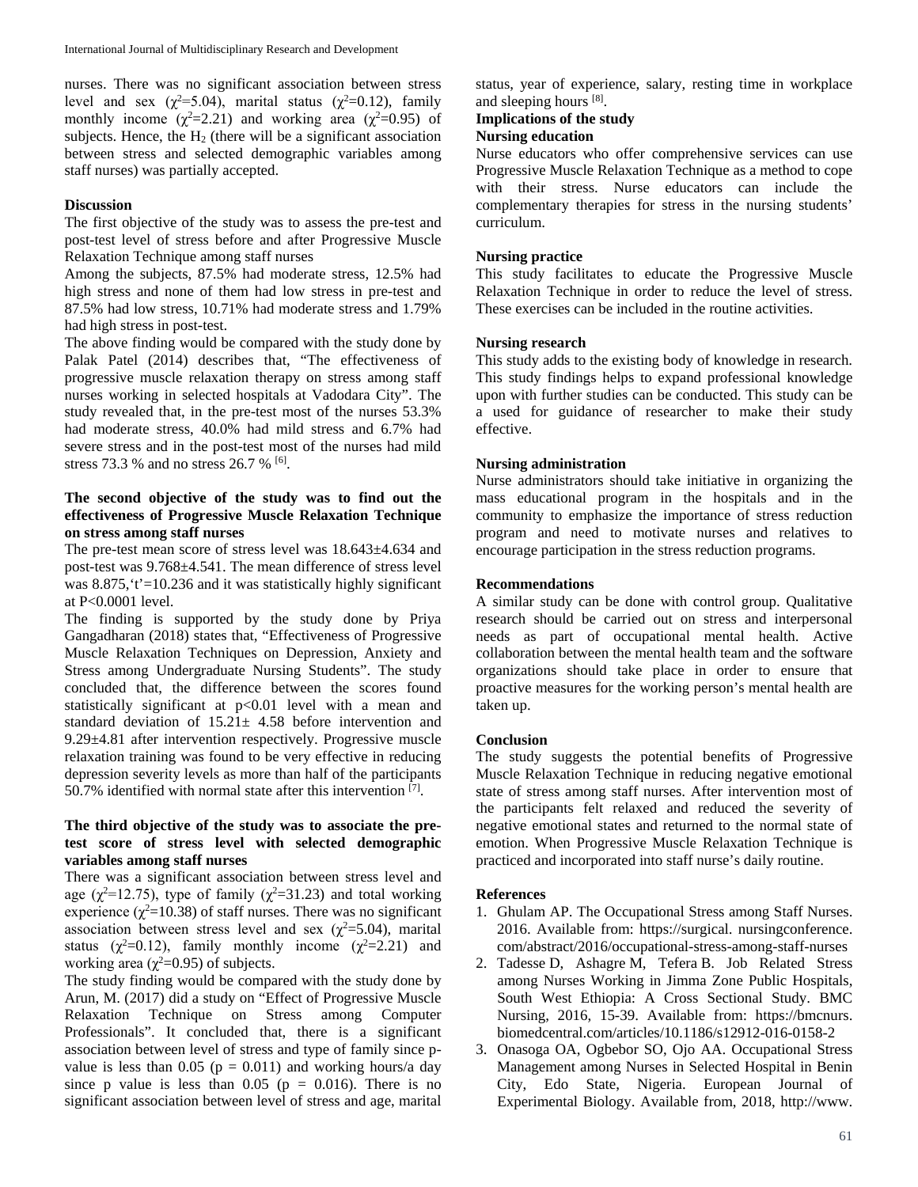nurses. There was no significant association between stress level and sex ($\chi^2$=5.04), marital status ($\chi^2$=0.12), family monthly income ($\chi^2$=2.21) and working area ($\chi^2$=0.95) of subjects. Hence, the $H_2$ (there will be a significant association between stress and selected demographic variables among staff nurses) was partially accepted.

## Discussion

The first objective of the study was to assess the pre-test and post-test level of stress before and after Progressive Muscle Relaxation Technique among staff nurses

Among the subjects, 87.5% had moderate stress, 12.5% had high stress and none of them had low stress in pre-test and 87.5% had low stress, 10.71% had moderate stress and 1.79% had high stress in post-test.

The above finding would be compared with the study done by Palak Patel (2014) describes that, "The effectiveness of progressive muscle relaxation therapy on stress among staff nurses working in selected hospitals at Vadodara City". The study revealed that, in the pre-test most of the nurses 53.3% had moderate stress, 40.0% had mild stress and 6.7% had severe stress and in the post-test most of the nurses had mild stress 73.3 % and no stress 26.7 % [6].

### The second objective of the study was to find out the effectiveness of Progressive Muscle Relaxation Technique on stress among staff nurses

The pre-test mean score of stress level was 18.643±4.634 and post-test was 9.768±4.541. The mean difference of stress level was 8.875,'t'=10.236 and it was statistically highly significant at P<0.0001 level.

The finding is supported by the study done by Priya Gangadharan (2018) states that, "Effectiveness of Progressive Muscle Relaxation Techniques on Depression, Anxiety and Stress among Undergraduate Nursing Students". The study concluded that, the difference between the scores found statistically significant at p<0.01 level with a mean and standard deviation of 15.21± 4.58 before intervention and 9.29±4.81 after intervention respectively. Progressive muscle relaxation training was found to be very effective in reducing depression severity levels as more than half of the participants 50.7% identified with normal state after this intervention [7].

### The third objective of the study was to associate the pre-test score of stress level with selected demographic variables among staff nurses

There was a significant association between stress level and age ($\chi^2$=12.75), type of family ($\chi^2$=31.23) and total working experience ($\chi^2$=10.38) of staff nurses. There was no significant association between stress level and sex ($\chi^2$=5.04), marital status ($\chi^2$=0.12), family monthly income ($\chi^2$=2.21) and working area ($\chi^2$=0.95) of subjects.

The study finding would be compared with the study done by Arun, M. (2017) did a study on "Effect of Progressive Muscle Relaxation Technique on Stress among Computer Professionals". It concluded that, there is a significant association between level of stress and type of family since p-value is less than 0.05 (p = 0.011) and working hours/a day since p value is less than 0.05 (p = 0.016). There is no significant association between level of stress and age, marital status, year of experience, salary, resting time in workplace and sleeping hours [8].

## Implications of the study

### Nursing education

Nurse educators who offer comprehensive services can use Progressive Muscle Relaxation Technique as a method to cope with their stress. Nurse educators can include the complementary therapies for stress in the nursing students' curriculum.

### Nursing practice

This study facilitates to educate the Progressive Muscle Relaxation Technique in order to reduce the level of stress. These exercises can be included in the routine activities.

### Nursing research

This study adds to the existing body of knowledge in research. This study findings helps to expand professional knowledge upon with further studies can be conducted. This study can be a used for guidance of researcher to make their study effective.

### Nursing administration

Nurse administrators should take initiative in organizing the mass educational program in the hospitals and in the community to emphasize the importance of stress reduction program and need to motivate nurses and relatives to encourage participation in the stress reduction programs.

## Recommendations

A similar study can be done with control group. Qualitative research should be carried out on stress and interpersonal needs as part of occupational mental health. Active collaboration between the mental health team and the software organizations should take place in order to ensure that proactive measures for the working person's mental health are taken up.

## Conclusion

The study suggests the potential benefits of Progressive Muscle Relaxation Technique in reducing negative emotional state of stress among staff nurses. After intervention most of the participants felt relaxed and reduced the severity of negative emotional states and returned to the normal state of emotion. When Progressive Muscle Relaxation Technique is practiced and incorporated into staff nurse's daily routine.

## References

1. Ghulam AP. The Occupational Stress among Staff Nurses. 2016. Available from: https://surgical. nursingconference. com/abstract/2016/occupational-stress-among-staff-nurses
2. Tadesse D, Ashagre M, Tefera B. Job Related Stress among Nurses Working in Jimma Zone Public Hospitals, South West Ethiopia: A Cross Sectional Study. BMC Nursing, 2016, 15-39. Available from: https://bmcnurs. biomedcentral.com/articles/10.1186/s12912-016-0158-2
3. Onasoga OA, Ogbebor SO, Ojo AA. Occupational Stress Management among Nurses in Selected Hospital in Benin City, Edo State, Nigeria. European Journal of Experimental Biology. Available from, 2018, http://www.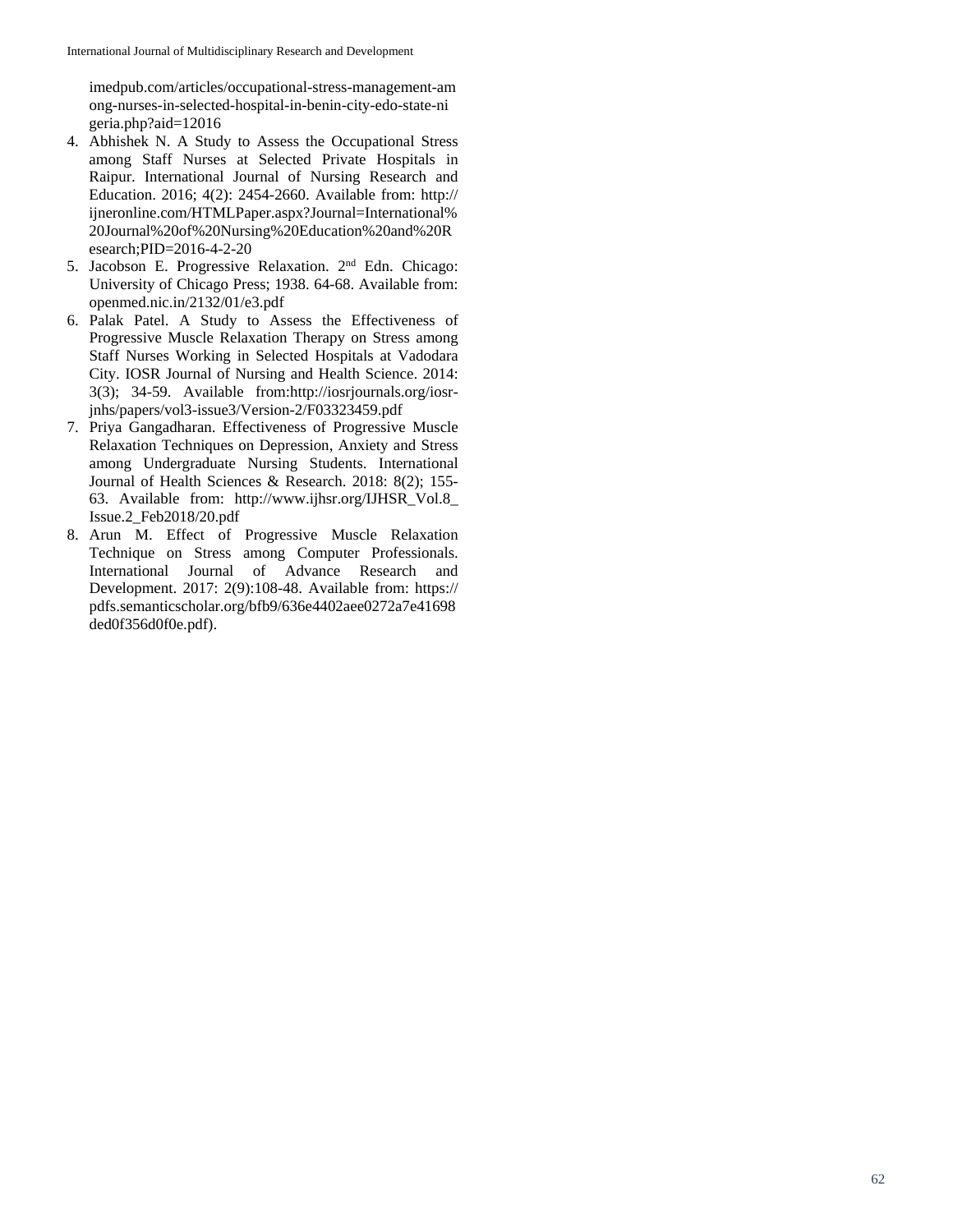imedpub.com/articles/occupational-stress-management-among-nurses-in-selected-hospital-in-benin-city-edo-state-nigeria.php?aid=12016

4. Abhishek N. A Study to Assess the Occupational Stress among Staff Nurses at Selected Private Hospitals in Raipur. International Journal of Nursing Research and Education. 2016; 4(2): 2454-2660. Available from: http://ijneronline.com/HTMLPaper.aspx?Journal=International%20Journal%20of%20Nursing%20Education%20and%20Research;PID=2016-4-2-20
5. Jacobson E. Progressive Relaxation. 2nd Edn. Chicago: University of Chicago Press; 1938. 64-68. Available from: openmed.nic.in/2132/01/e3.pdf
6. Palak Patel. A Study to Assess the Effectiveness of Progressive Muscle Relaxation Therapy on Stress among Staff Nurses Working in Selected Hospitals at Vadodara City. IOSR Journal of Nursing and Health Science. 2014: 3(3); 34-59. Available from:http://iosrjournals.org/iosr-jnhs/papers/vol3-issue3/Version-2/F03323459.pdf
7. Priya Gangadharan. Effectiveness of Progressive Muscle Relaxation Techniques on Depression, Anxiety and Stress among Undergraduate Nursing Students. International Journal of Health Sciences & Research. 2018: 8(2); 155-63. Available from: http://www.ijhsr.org/IJHSR_Vol.8_Issue.2_Feb2018/20.pdf
8. Arun M. Effect of Progressive Muscle Relaxation Technique on Stress among Computer Professionals. International Journal of Advance Research and Development. 2017: 2(9):108-48. Available from: https://pdfs.semanticscholar.org/bfb9/636e4402aee0272a7e41698ded0f356d0f0e.pdf).